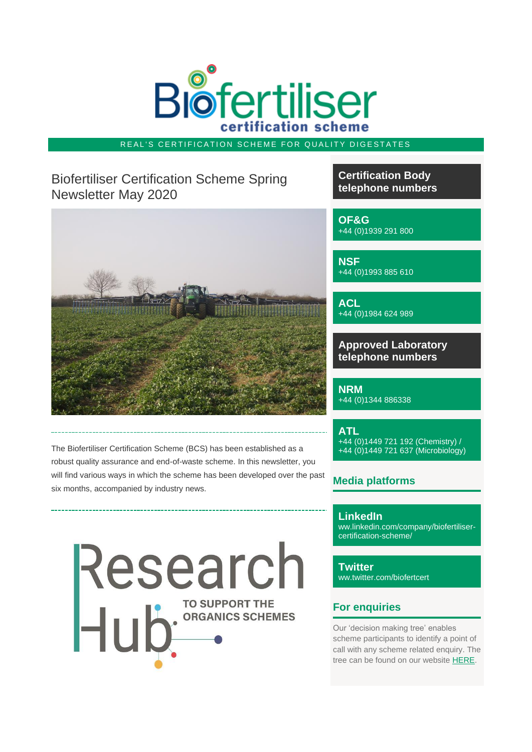# Biofertiliser certification scheme

REAL'S CERTIFICATION SCHEME FOR QUALITY DIGESTATES

## Biofertiliser Certification Scheme Spring Newsletter May 2020

The Biofertiliser Certification Scheme (BCS) has been established as a robust quality assurance and end-of-waste scheme. In this newsletter, you will find various ways in which the scheme has been developed over the past six months, accompanied by industry news.

Research Hub TO SUPPORT THE ORGANICS SCHEMES

### Certification Body telephone numbers

**OF&G**
+44 (0)1939 291 800

**NSF**
+44 (0)1993 885 610

**ACL**
+44 (0)1984 624 989

### Approved Laboratory telephone numbers

**NRM**
+44 (0)1344 886338

**ATL**
+44 (0)1449 721 192 (Chemistry) /
+44 (0)1449 721 637 (Microbiology)

### Media platforms

**LinkedIn**
ww.linkedin.com/company/biofertiliser-certification-scheme/

**Twitter**
ww.twitter.com/biofertcert

### For enquiries

Our 'decision making tree' enables scheme participants to identify a point of call with any scheme related enquiry. The tree can be found on our website HERE.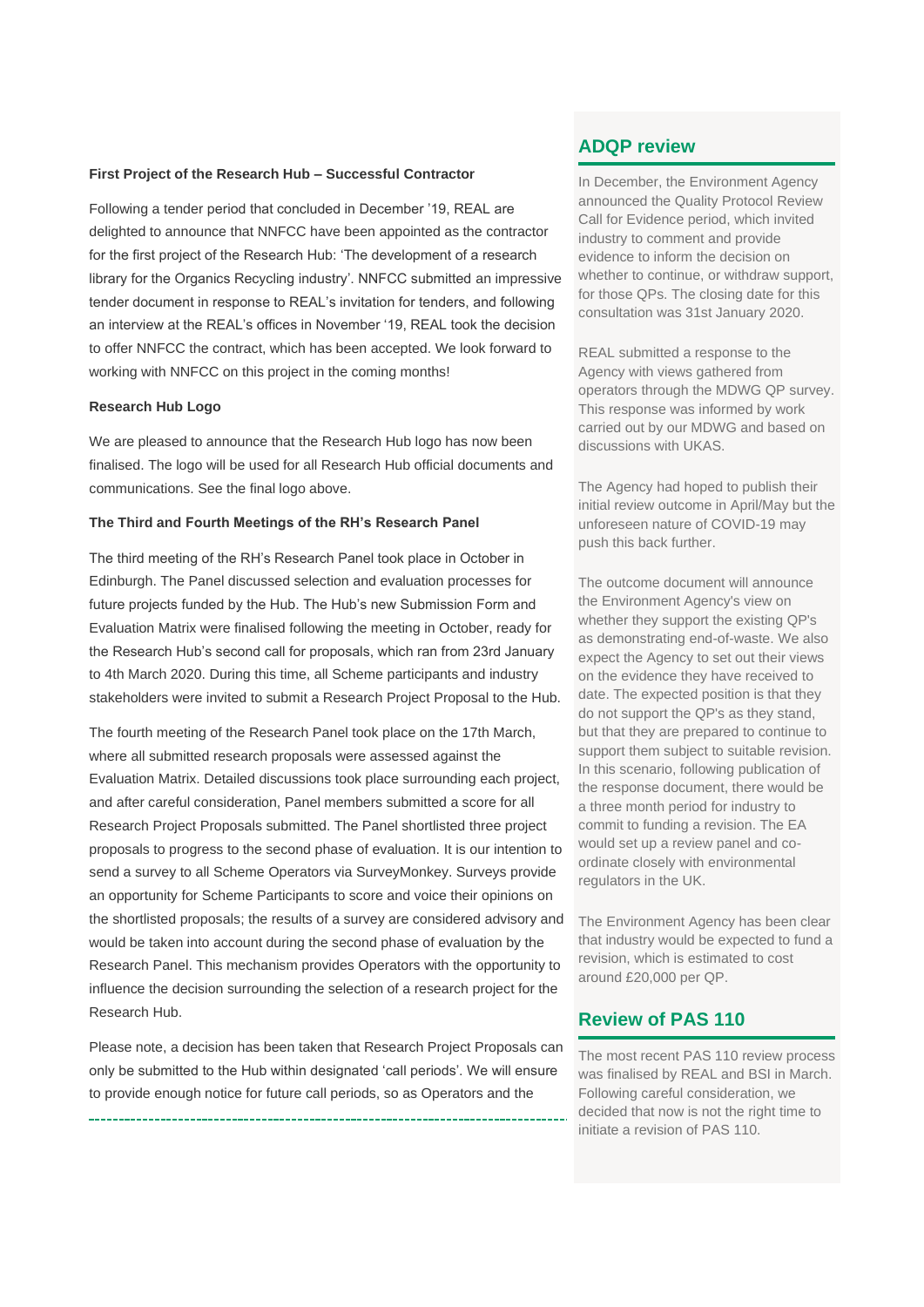**First Project of the Research Hub – Successful Contractor**

Following a tender period that concluded in December '19, REAL are delighted to announce that NNFCC have been appointed as the contractor for the first project of the Research Hub: 'The development of a research library for the Organics Recycling industry'. NNFCC submitted an impressive tender document in response to REAL's invitation for tenders, and following an interview at the REAL's offices in November '19, REAL took the decision to offer NNFCC the contract, which has been accepted. We look forward to working with NNFCC on this project in the coming months!

**Research Hub Logo**

We are pleased to announce that the Research Hub logo has now been finalised. The logo will be used for all Research Hub official documents and communications. See the final logo above.

**The Third and Fourth Meetings of the RH's Research Panel**

The third meeting of the RH's Research Panel took place in October in Edinburgh. The Panel discussed selection and evaluation processes for future projects funded by the Hub. The Hub's new Submission Form and Evaluation Matrix were finalised following the meeting in October, ready for the Research Hub's second call for proposals, which ran from 23rd January to 4th March 2020. During this time, all Scheme participants and industry stakeholders were invited to submit a Research Project Proposal to the Hub.

The fourth meeting of the Research Panel took place on the 17th March, where all submitted research proposals were assessed against the Evaluation Matrix. Detailed discussions took place surrounding each project, and after careful consideration, Panel members submitted a score for all Research Project Proposals submitted. The Panel shortlisted three project proposals to progress to the second phase of evaluation. It is our intention to send a survey to all Scheme Operators via SurveyMonkey. Surveys provide an opportunity for Scheme Participants to score and voice their opinions on the shortlisted proposals; the results of a survey are considered advisory and would be taken into account during the second phase of evaluation by the Research Panel. This mechanism provides Operators with the opportunity to influence the decision surrounding the selection of a research project for the Research Hub.

Please note, a decision has been taken that Research Project Proposals can only be submitted to the Hub within designated 'call periods'. We will ensure to provide enough notice for future call periods, so as Operators and the

## ADQP review

In December, the Environment Agency announced the Quality Protocol Review Call for Evidence period, which invited industry to comment and provide evidence to inform the decision on whether to continue, or withdraw support, for those QPs. The closing date for this consultation was 31st January 2020.

REAL submitted a response to the Agency with views gathered from operators through the MDWG QP survey. This response was informed by work carried out by our MDWG and based on discussions with UKAS.

The Agency had hoped to publish their initial review outcome in April/May but the unforeseen nature of COVID-19 may push this back further.

The outcome document will announce the Environment Agency's view on whether they support the existing QP's as demonstrating end-of-waste. We also expect the Agency to set out their views on the evidence they have received to date. The expected position is that they do not support the QP's as they stand, but that they are prepared to continue to support them subject to suitable revision. In this scenario, following publication of the response document, there would be a three month period for industry to commit to funding a revision. The EA would set up a review panel and co-ordinate closely with environmental regulators in the UK.

The Environment Agency has been clear that industry would be expected to fund a revision, which is estimated to cost around £20,000 per QP.

## Review of PAS 110

The most recent PAS 110 review process was finalised by REAL and BSI in March. Following careful consideration, we decided that now is not the right time to initiate a revision of PAS 110.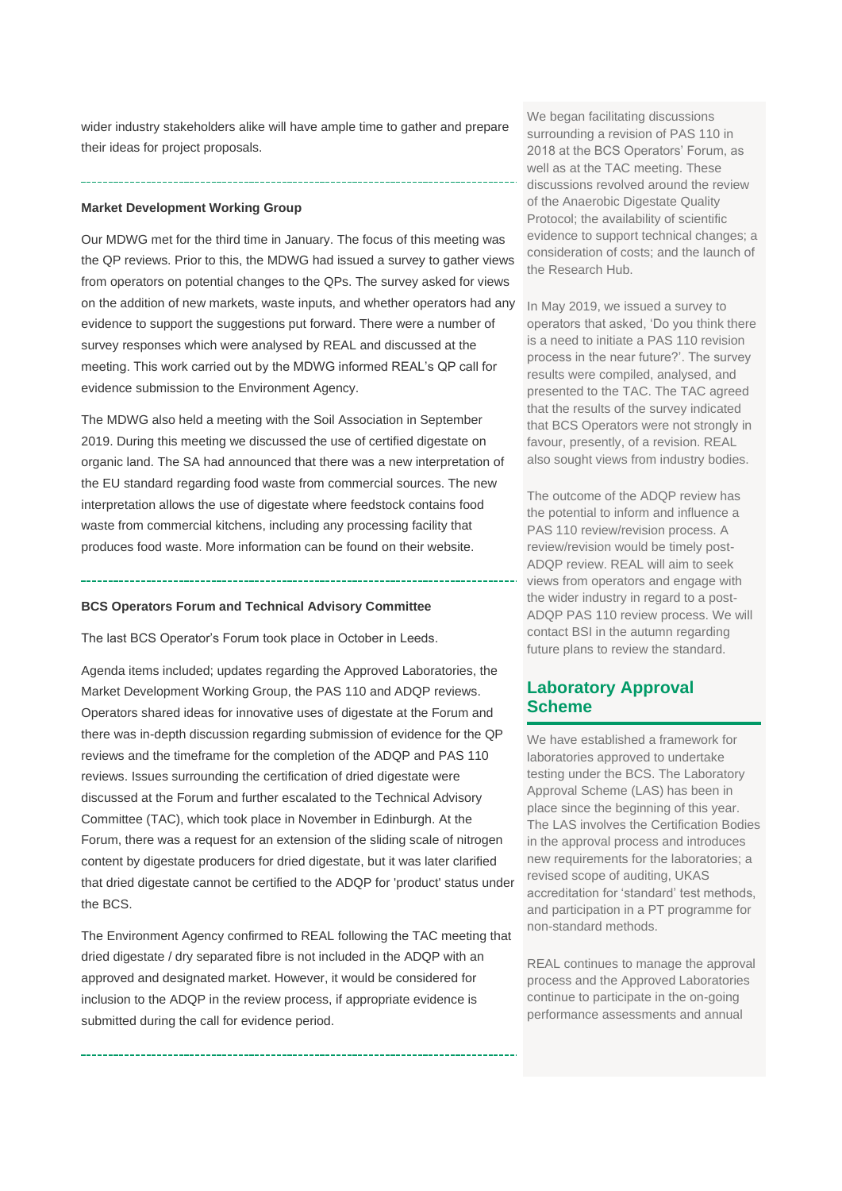wider industry stakeholders alike will have ample time to gather and prepare their ideas for project proposals.

---

**Market Development Working Group**

Our MDWG met for the third time in January. The focus of this meeting was the QP reviews. Prior to this, the MDWG had issued a survey to gather views from operators on potential changes to the QPs. The survey asked for views on the addition of new markets, waste inputs, and whether operators had any evidence to support the suggestions put forward. There were a number of survey responses which were analysed by REAL and discussed at the meeting. This work carried out by the MDWG informed REAL's QP call for evidence submission to the Environment Agency.

The MDWG also held a meeting with the Soil Association in September 2019. During this meeting we discussed the use of certified digestate on organic land. The SA had announced that there was a new interpretation of the EU standard regarding food waste from commercial sources. The new interpretation allows the use of digestate where feedstock contains food waste from commercial kitchens, including any processing facility that produces food waste. More information can be found on their website.

---

**BCS Operators Forum and Technical Advisory Committee**

The last BCS Operator's Forum took place in October in Leeds.

Agenda items included; updates regarding the Approved Laboratories, the Market Development Working Group, the PAS 110 and ADQP reviews. Operators shared ideas for innovative uses of digestate at the Forum and there was in-depth discussion regarding submission of evidence for the QP reviews and the timeframe for the completion of the ADQP and PAS 110 reviews. Issues surrounding the certification of dried digestate were discussed at the Forum and further escalated to the Technical Advisory Committee (TAC), which took place in November in Edinburgh. At the Forum, there was a request for an extension of the sliding scale of nitrogen content by digestate producers for dried digestate, but it was later clarified that dried digestate cannot be certified to the ADQP for 'product' status under the BCS.

The Environment Agency confirmed to REAL following the TAC meeting that dried digestate / dry separated fibre is not included in the ADQP with an approved and designated market. However, it would be considered for inclusion to the ADQP in the review process, if appropriate evidence is submitted during the call for evidence period.

---

We began facilitating discussions surrounding a revision of PAS 110 in 2018 at the BCS Operators' Forum, as well as at the TAC meeting. These discussions revolved around the review of the Anaerobic Digestate Quality Protocol; the availability of scientific evidence to support technical changes; a consideration of costs; and the launch of the Research Hub.

In May 2019, we issued a survey to operators that asked, 'Do you think there is a need to initiate a PAS 110 revision process in the near future?'. The survey results were compiled, analysed, and presented to the TAC. The TAC agreed that the results of the survey indicated that BCS Operators were not strongly in favour, presently, of a revision. REAL also sought views from industry bodies.

The outcome of the ADQP review has the potential to inform and influence a PAS 110 review/revision process. A review/revision would be timely post-ADQP review. REAL will aim to seek views from operators and engage with the wider industry in regard to a post-ADQP PAS 110 review process. We will contact BSI in the autumn regarding future plans to review the standard.

## Laboratory Approval Scheme

We have established a framework for laboratories approved to undertake testing under the BCS. The Laboratory Approval Scheme (LAS) has been in place since the beginning of this year. The LAS involves the Certification Bodies in the approval process and introduces new requirements for the laboratories; a revised scope of auditing, UKAS accreditation for 'standard' test methods, and participation in a PT programme for non-standard methods.

REAL continues to manage the approval process and the Approved Laboratories continue to participate in the on-going performance assessments and annual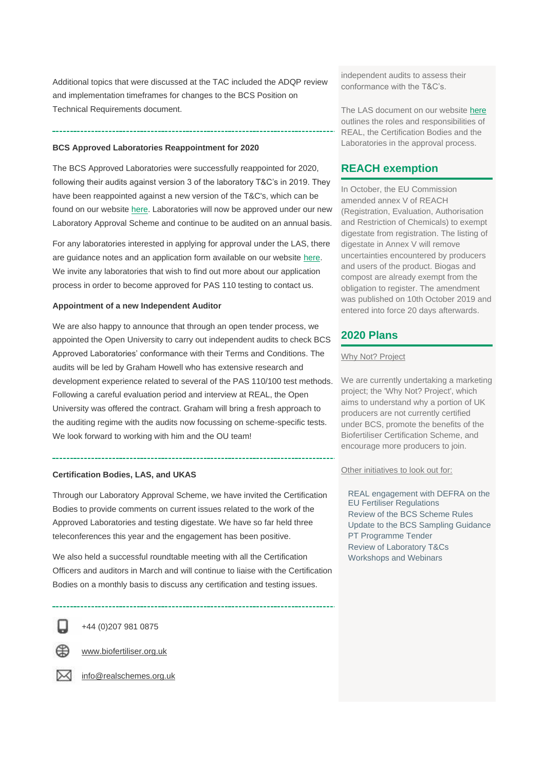Additional topics that were discussed at the TAC included the ADQP review and implementation timeframes for changes to the BCS Position on Technical Requirements document.

---

**BCS Approved Laboratories Reappointment for 2020**

The BCS Approved Laboratories were successfully reappointed for 2020, following their audits against version 3 of the laboratory T&C's in 2019. They have been reappointed against a new version of the T&C's, which can be found on our website here. Laboratories will now be approved under our new Laboratory Approval Scheme and continue to be audited on an annual basis.

For any laboratories interested in applying for approval under the LAS, there are guidance notes and an application form available on our website here. We invite any laboratories that wish to find out more about our application process in order to become approved for PAS 110 testing to contact us.

**Appointment of a new Independent Auditor**

We are also happy to announce that through an open tender process, we appointed the Open University to carry out independent audits to check BCS Approved Laboratories' conformance with their Terms and Conditions. The audits will be led by Graham Howell who has extensive research and development experience related to several of the PAS 110/100 test methods. Following a careful evaluation period and interview at REAL, the Open University was offered the contract. Graham will bring a fresh approach to the auditing regime with the audits now focussing on scheme-specific tests. We look forward to working with him and the OU team!

---

**Certification Bodies, LAS, and UKAS**

Through our Laboratory Approval Scheme, we have invited the Certification Bodies to provide comments on current issues related to the work of the Approved Laboratories and testing digestate. We have so far held three teleconferences this year and the engagement has been positive.

We also held a successful roundtable meeting with all the Certification Officers and auditors in March and will continue to liaise with the Certification Bodies on a monthly basis to discuss any certification and testing issues.

---

+44 (0)207 981 0875

www.biofertiliser.org.uk

info@realschemes.org.uk

independent audits to assess their conformance with the T&C's.

The LAS document on our website here outlines the roles and responsibilities of REAL, the Certification Bodies and the Laboratories in the approval process.

## REACH exemption

In October, the EU Commission amended annex V of REACH (Registration, Evaluation, Authorisation and Restriction of Chemicals) to exempt digestate from registration. The listing of digestate in Annex V will remove uncertainties encountered by producers and users of the product. Biogas and compost are already exempt from the obligation to register. The amendment was published on 10th October 2019 and entered into force 20 days afterwards.

## 2020 Plans

Why Not? Project

We are currently undertaking a marketing project; the 'Why Not? Project', which aims to understand why a portion of UK producers are not currently certified under BCS, promote the benefits of the Biofertiliser Certification Scheme, and encourage more producers to join.

Other initiatives to look out for:

- REAL engagement with DEFRA on the EU Fertiliser Regulations
- Review of the BCS Scheme Rules
- Update to the BCS Sampling Guidance
- PT Programme Tender
- Review of Laboratory T&Cs
- Workshops and Webinars